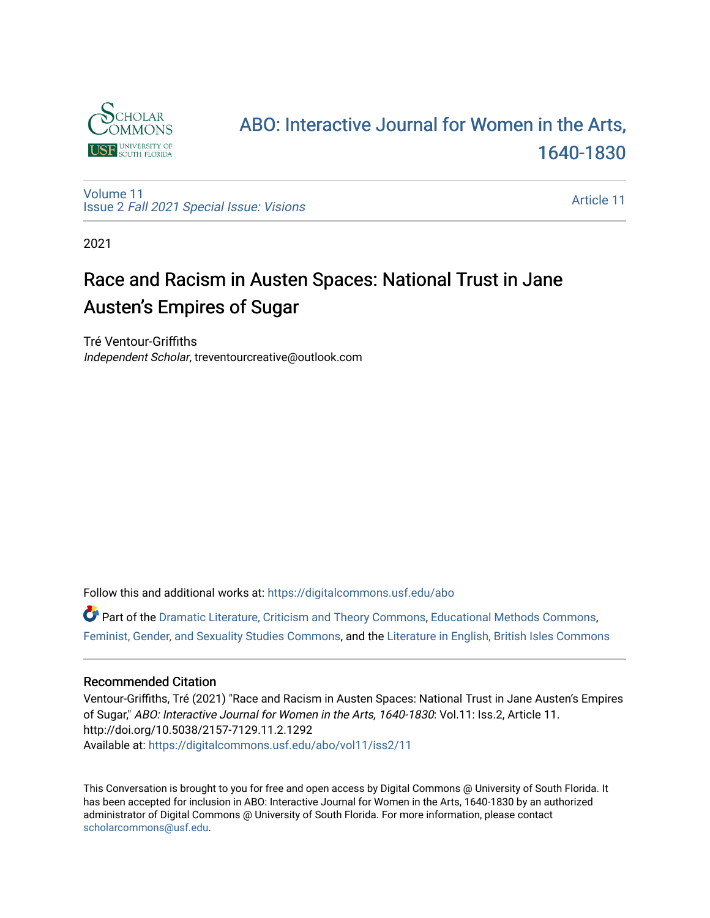ABO: Interactive Journal for Women in the Arts, 1640-1830

Volume 11
Issue 2 *Fall 2021 Special Issue: Visions*

Article 11

2021

# Race and Racism in Austen Spaces: National Trust in Jane Austen's Empires of Sugar

Tré Ventour-Griffiths
*Independent Scholar*, treventourcreative@outlook.com

Follow this and additional works at: https://digitalcommons.usf.edu/abo

Part of the Dramatic Literature, Criticism and Theory Commons, Educational Methods Commons, Feminist, Gender, and Sexuality Studies Commons, and the Literature in English, British Isles Commons

## Recommended Citation

Ventour-Griffiths, Tré (2021) "Race and Racism in Austen Spaces: National Trust in Jane Austen's Empires of Sugar," *ABO: Interactive Journal for Women in the Arts, 1640-1830*: Vol.11: Iss.2, Article 11.
http://doi.org/10.5038/2157-7129.11.2.1292
Available at: https://digitalcommons.usf.edu/abo/vol11/iss2/11

This Conversation is brought to you for free and open access by Digital Commons @ University of South Florida. It has been accepted for inclusion in ABO: Interactive Journal for Women in the Arts, 1640-1830 by an authorized administrator of Digital Commons @ University of South Florida. For more information, please contact scholarcommons@usf.edu.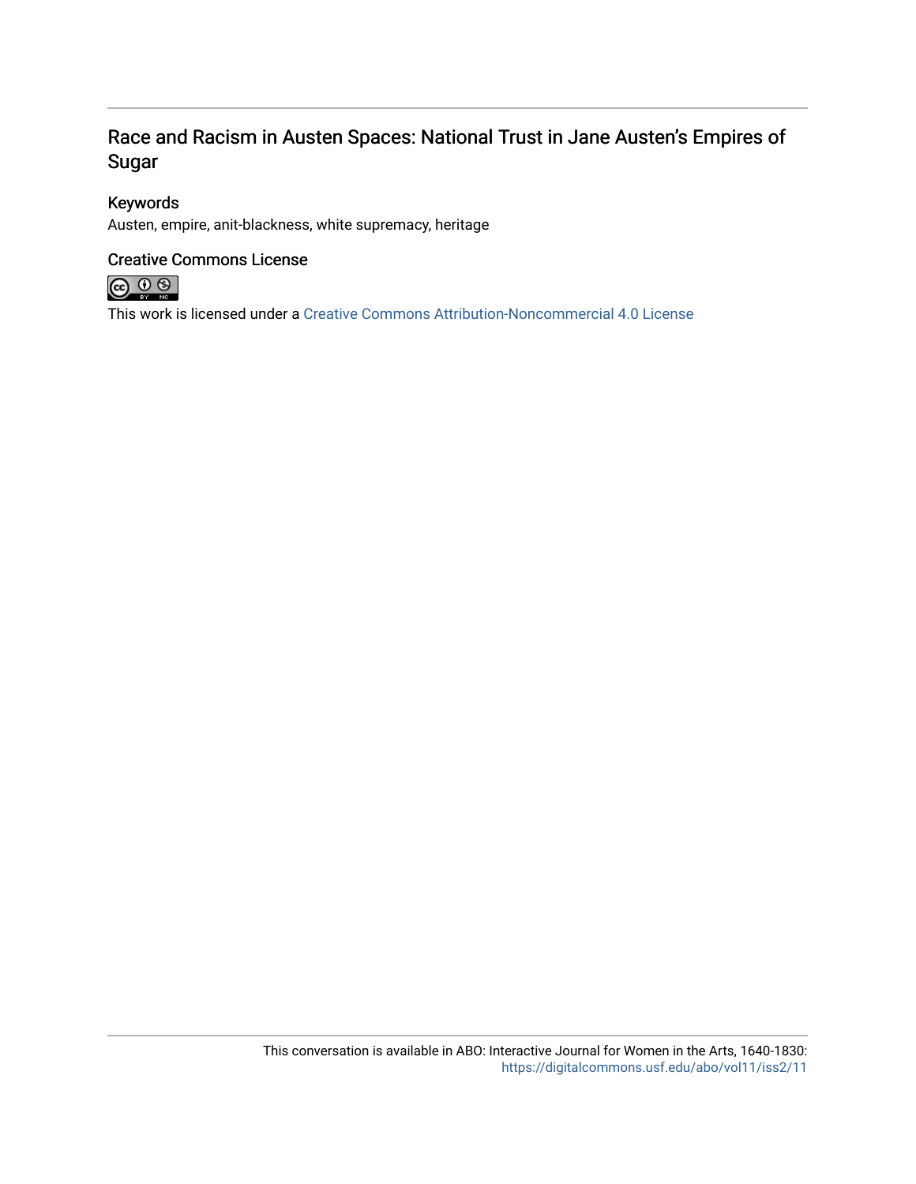# Race and Racism in Austen Spaces: National Trust in Jane Austen's Empires of Sugar

## Keywords

Austen, empire, anit-blackness, white supremacy, heritage

## Creative Commons License

This work is licensed under a Creative Commons Attribution-Noncommercial 4.0 License

This conversation is available in ABO: Interactive Journal for Women in the Arts, 1640-1830: https://digitalcommons.usf.edu/abo/vol11/iss2/11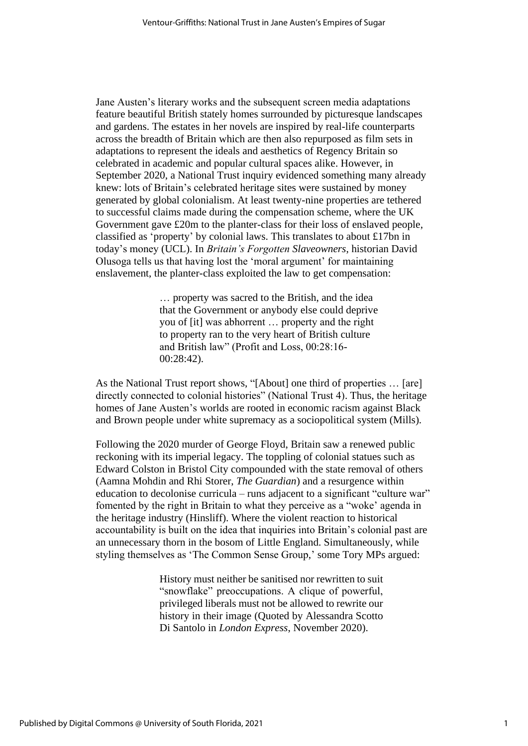Jane Austen's literary works and the subsequent screen media adaptations feature beautiful British stately homes surrounded by picturesque landscapes and gardens. The estates in her novels are inspired by real-life counterparts across the breadth of Britain which are then also repurposed as film sets in adaptations to represent the ideals and aesthetics of Regency Britain so celebrated in academic and popular cultural spaces alike. However, in September 2020, a National Trust inquiry evidenced something many already knew: lots of Britain's celebrated heritage sites were sustained by money generated by global colonialism. At least twenty-nine properties are tethered to successful claims made during the compensation scheme, where the UK Government gave £20m to the planter-class for their loss of enslaved people, classified as 'property' by colonial laws. This translates to about £17bn in today's money (UCL). In *Britain's Forgotten Slaveowners*, historian David Olusoga tells us that having lost the 'moral argument' for maintaining enslavement, the planter-class exploited the law to get compensation:

> … property was sacred to the British, and the idea that the Government or anybody else could deprive you of [it] was abhorrent … property and the right to property ran to the very heart of British culture and British law" (Profit and Loss, 00:28:16-00:28:42).

As the National Trust report shows, "[About] one third of properties … [are] directly connected to colonial histories" (National Trust 4). Thus, the heritage homes of Jane Austen's worlds are rooted in economic racism against Black and Brown people under white supremacy as a sociopolitical system (Mills).

Following the 2020 murder of George Floyd, Britain saw a renewed public reckoning with its imperial legacy. The toppling of colonial statues such as Edward Colston in Bristol City compounded with the state removal of others (Aamna Mohdin and Rhi Storer, *The Guardian*) and a resurgence within education to decolonise curricula – runs adjacent to a significant "culture war" fomented by the right in Britain to what they perceive as a "woke' agenda in the heritage industry (Hinsliff). Where the violent reaction to historical accountability is built on the idea that inquiries into Britain's colonial past are an unnecessary thorn in the bosom of Little England. Simultaneously, while styling themselves as 'The Common Sense Group,' some Tory MPs argued:

> History must neither be sanitised nor rewritten to suit "snowflake" preoccupations. A clique of powerful, privileged liberals must not be allowed to rewrite our history in their image (Quoted by Alessandra Scotto Di Santolo in *London Express*, November 2020).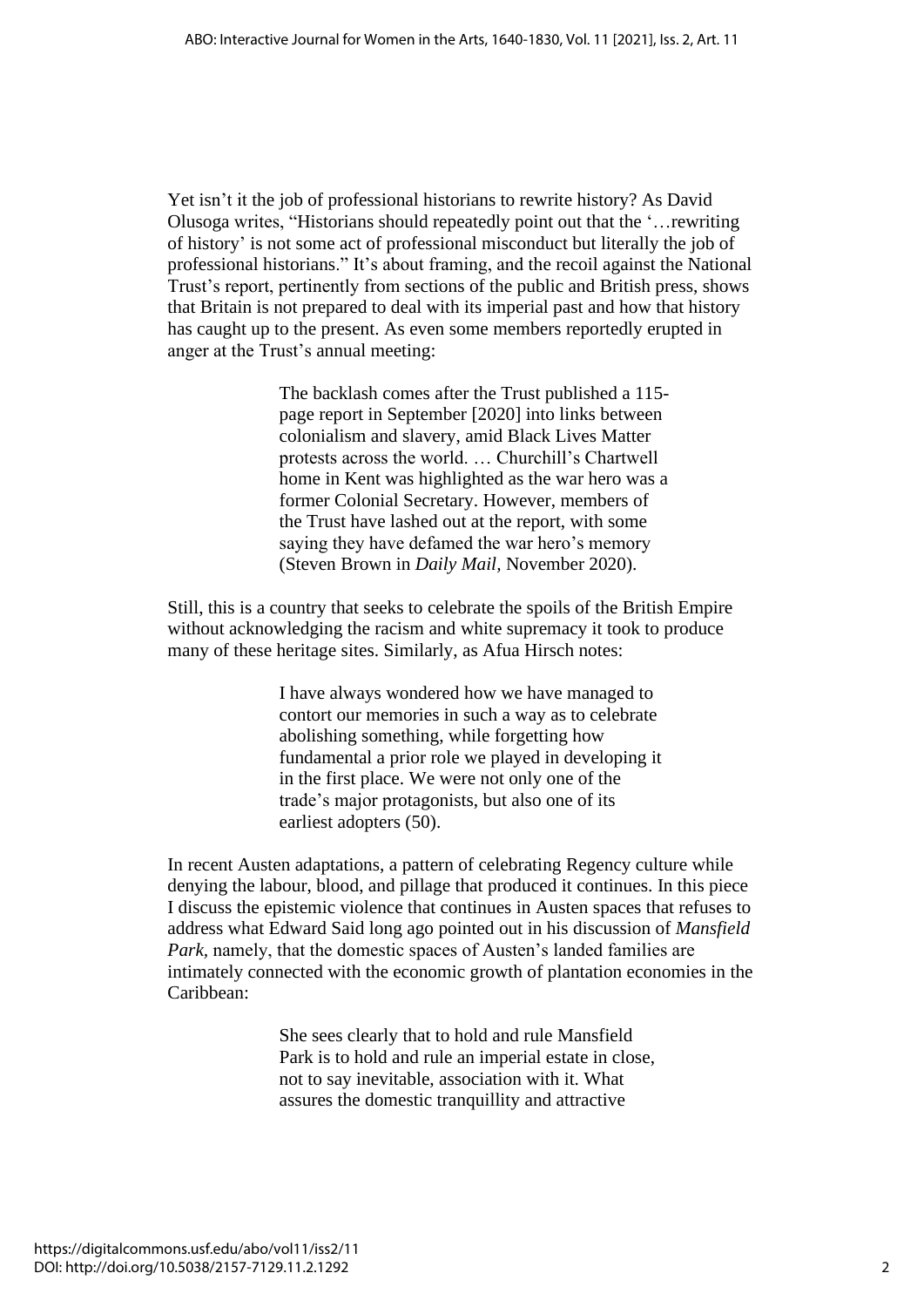Yet isn't it the job of professional historians to rewrite history? As David Olusoga writes, "Historians should repeatedly point out that the '…rewriting of history' is not some act of professional misconduct but literally the job of professional historians." It's about framing, and the recoil against the National Trust's report, pertinently from sections of the public and British press, shows that Britain is not prepared to deal with its imperial past and how that history has caught up to the present. As even some members reportedly erupted in anger at the Trust's annual meeting:

> The backlash comes after the Trust published a 115-page report in September [2020] into links between colonialism and slavery, amid Black Lives Matter protests across the world. … Churchill's Chartwell home in Kent was highlighted as the war hero was a former Colonial Secretary. However, members of the Trust have lashed out at the report, with some saying they have defamed the war hero's memory (Steven Brown in *Daily Mail*, November 2020).

Still, this is a country that seeks to celebrate the spoils of the British Empire without acknowledging the racism and white supremacy it took to produce many of these heritage sites. Similarly, as Afua Hirsch notes:

> I have always wondered how we have managed to contort our memories in such a way as to celebrate abolishing something, while forgetting how fundamental a prior role we played in developing it in the first place. We were not only one of the trade's major protagonists, but also one of its earliest adopters (50).

In recent Austen adaptations, a pattern of celebrating Regency culture while denying the labour, blood, and pillage that produced it continues. In this piece I discuss the epistemic violence that continues in Austen spaces that refuses to address what Edward Said long ago pointed out in his discussion of *Mansfield Park*, namely, that the domestic spaces of Austen's landed families are intimately connected with the economic growth of plantation economies in the Caribbean:

> She sees clearly that to hold and rule Mansfield Park is to hold and rule an imperial estate in close, not to say inevitable, association with it. What assures the domestic tranquillity and attractive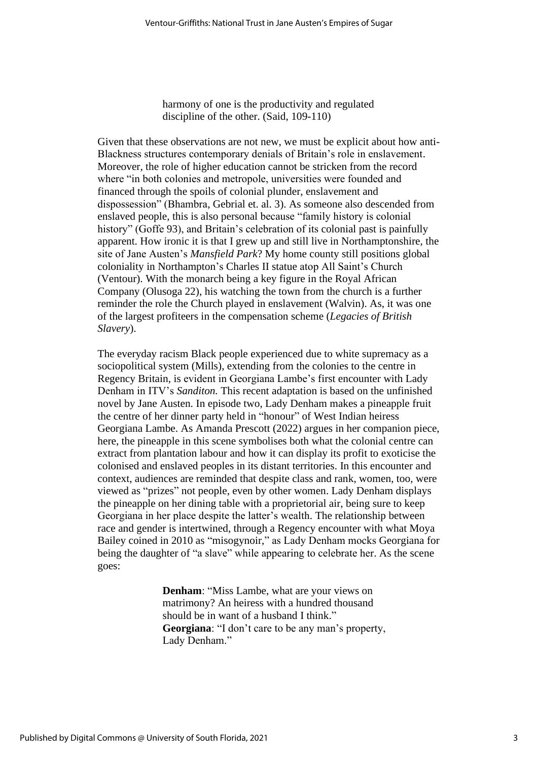> harmony of one is the productivity and regulated discipline of the other. (Said, 109-110)

Given that these observations are not new, we must be explicit about how anti-Blackness structures contemporary denials of Britain's role in enslavement. Moreover, the role of higher education cannot be stricken from the record where "in both colonies and metropole, universities were founded and financed through the spoils of colonial plunder, enslavement and dispossession" (Bhambra, Gebrial et. al. 3). As someone also descended from enslaved people, this is also personal because "family history is colonial history" (Goffe 93), and Britain's celebration of its colonial past is painfully apparent. How ironic it is that I grew up and still live in Northamptonshire, the site of Jane Austen's *Mansfield Park*? My home county still positions global coloniality in Northampton's Charles II statue atop All Saint's Church (Ventour). With the monarch being a key figure in the Royal African Company (Olusoga 22), his watching the town from the church is a further reminder the role the Church played in enslavement (Walvin). As, it was one of the largest profiteers in the compensation scheme (*Legacies of British Slavery*).

The everyday racism Black people experienced due to white supremacy as a sociopolitical system (Mills), extending from the colonies to the centre in Regency Britain, is evident in Georgiana Lambe's first encounter with Lady Denham in ITV's *Sanditon.* This recent adaptation is based on the unfinished novel by Jane Austen. In episode two, Lady Denham makes a pineapple fruit the centre of her dinner party held in "honour" of West Indian heiress Georgiana Lambe. As Amanda Prescott (2022) argues in her companion piece, here, the pineapple in this scene symbolises both what the colonial centre can extract from plantation labour and how it can display its profit to exoticise the colonised and enslaved peoples in its distant territories. In this encounter and context, audiences are reminded that despite class and rank, women, too, were viewed as "prizes" not people, even by other women. Lady Denham displays the pineapple on her dining table with a proprietorial air, being sure to keep Georgiana in her place despite the latter's wealth. The relationship between race and gender is intertwined, through a Regency encounter with what Moya Bailey coined in 2010 as "misogynoir," as Lady Denham mocks Georgiana for being the daughter of "a slave" while appearing to celebrate her. As the scene goes:

> **Denham**: "Miss Lambe, what are your views on matrimony? An heiress with a hundred thousand should be in want of a husband I think."
> **Georgiana**: "I don't care to be any man's property, Lady Denham."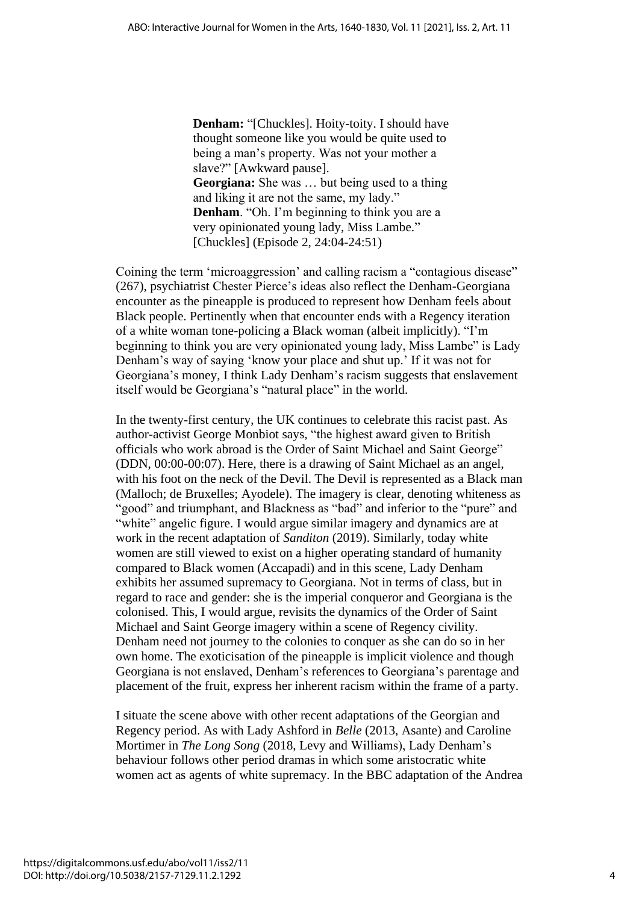> **Denham:** "[Chuckles]. Hoity-toity. I should have thought someone like you would be quite used to being a man's property. Was not your mother a slave?" [Awkward pause].
> **Georgiana:** She was … but being used to a thing and liking it are not the same, my lady."
> **Denham**. "Oh. I'm beginning to think you are a very opinionated young lady, Miss Lambe." [Chuckles] (Episode 2, 24:04-24:51)

Coining the term 'microaggression' and calling racism a "contagious disease" (267), psychiatrist Chester Pierce's ideas also reflect the Denham-Georgiana encounter as the pineapple is produced to represent how Denham feels about Black people. Pertinently when that encounter ends with a Regency iteration of a white woman tone-policing a Black woman (albeit implicitly). "I'm beginning to think you are very opinionated young lady, Miss Lambe" is Lady Denham's way of saying 'know your place and shut up.' If it was not for Georgiana's money, I think Lady Denham's racism suggests that enslavement itself would be Georgiana's "natural place" in the world.

In the twenty-first century, the UK continues to celebrate this racist past. As author-activist George Monbiot says, "the highest award given to British officials who work abroad is the Order of Saint Michael and Saint George" (DDN, 00:00-00:07). Here, there is a drawing of Saint Michael as an angel, with his foot on the neck of the Devil. The Devil is represented as a Black man (Malloch; de Bruxelles; Ayodele). The imagery is clear, denoting whiteness as "good" and triumphant, and Blackness as "bad" and inferior to the "pure" and "white" angelic figure. I would argue similar imagery and dynamics are at work in the recent adaptation of *Sanditon* (2019). Similarly, today white women are still viewed to exist on a higher operating standard of humanity compared to Black women (Accapadi) and in this scene, Lady Denham exhibits her assumed supremacy to Georgiana. Not in terms of class, but in regard to race and gender: she is the imperial conqueror and Georgiana is the colonised. This, I would argue, revisits the dynamics of the Order of Saint Michael and Saint George imagery within a scene of Regency civility. Denham need not journey to the colonies to conquer as she can do so in her own home. The exoticisation of the pineapple is implicit violence and though Georgiana is not enslaved, Denham's references to Georgiana's parentage and placement of the fruit, express her inherent racism within the frame of a party.

I situate the scene above with other recent adaptations of the Georgian and Regency period. As with Lady Ashford in *Belle* (2013, Asante) and Caroline Mortimer in *The Long Song* (2018, Levy and Williams), Lady Denham's behaviour follows other period dramas in which some aristocratic white women act as agents of white supremacy. In the BBC adaptation of the Andrea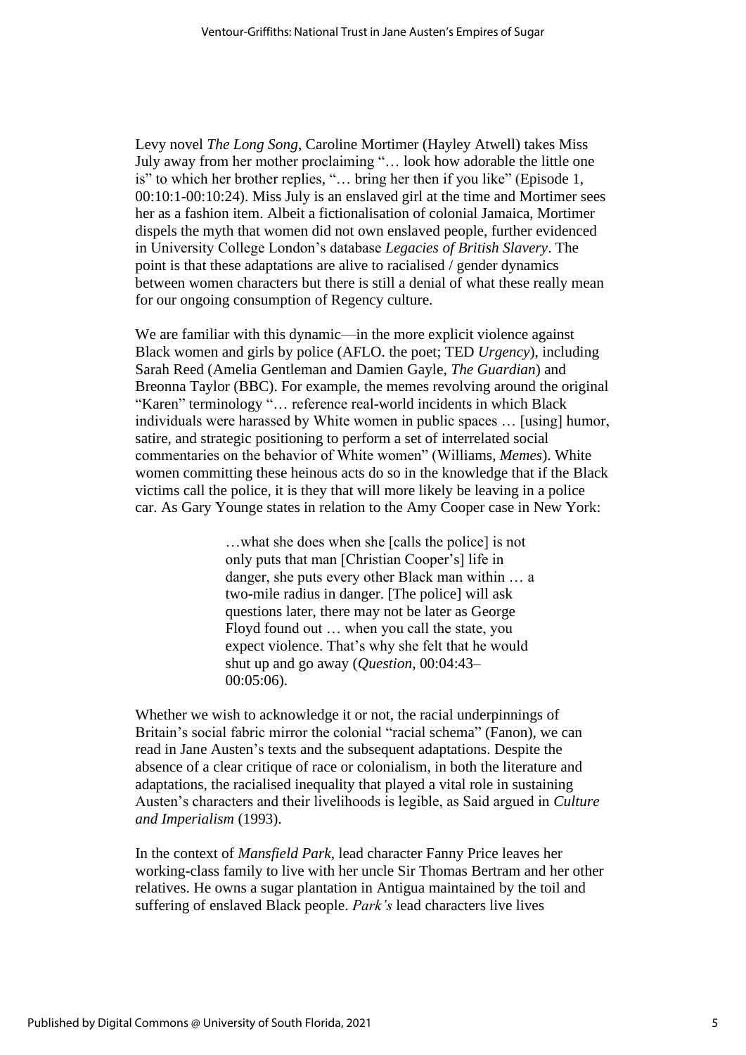Levy novel *The Long Song*, Caroline Mortimer (Hayley Atwell) takes Miss July away from her mother proclaiming "… look how adorable the little one is" to which her brother replies, "… bring her then if you like" (Episode 1, 00:10:1-00:10:24). Miss July is an enslaved girl at the time and Mortimer sees her as a fashion item. Albeit a fictionalisation of colonial Jamaica, Mortimer dispels the myth that women did not own enslaved people, further evidenced in University College London's database *Legacies of British Slavery*. The point is that these adaptations are alive to racialised / gender dynamics between women characters but there is still a denial of what these really mean for our ongoing consumption of Regency culture.

We are familiar with this dynamic—in the more explicit violence against Black women and girls by police (AFLO. the poet; TED *Urgency*), including Sarah Reed (Amelia Gentleman and Damien Gayle, *The Guardian*) and Breonna Taylor (BBC). For example, the memes revolving around the original "Karen" terminology "… reference real-world incidents in which Black individuals were harassed by White women in public spaces … [using] humor, satire, and strategic positioning to perform a set of interrelated social commentaries on the behavior of White women" (Williams, *Memes*). White women committing these heinous acts do so in the knowledge that if the Black victims call the police, it is they that will more likely be leaving in a police car. As Gary Younge states in relation to the Amy Cooper case in New York:

> …what she does when she [calls the police] is not only puts that man [Christian Cooper's] life in danger, she puts every other Black man within … a two-mile radius in danger. [The police] will ask questions later, there may not be later as George Floyd found out … when you call the state, you expect violence. That's why she felt that he would shut up and go away (*Question*, 00:04:43–00:05:06).

Whether we wish to acknowledge it or not, the racial underpinnings of Britain's social fabric mirror the colonial "racial schema" (Fanon), we can read in Jane Austen's texts and the subsequent adaptations. Despite the absence of a clear critique of race or colonialism, in both the literature and adaptations, the racialised inequality that played a vital role in sustaining Austen's characters and their livelihoods is legible, as Said argued in *Culture and Imperialism* (1993).

In the context of *Mansfield Park*, lead character Fanny Price leaves her working-class family to live with her uncle Sir Thomas Bertram and her other relatives. He owns a sugar plantation in Antigua maintained by the toil and suffering of enslaved Black people. *Park's* lead characters live lives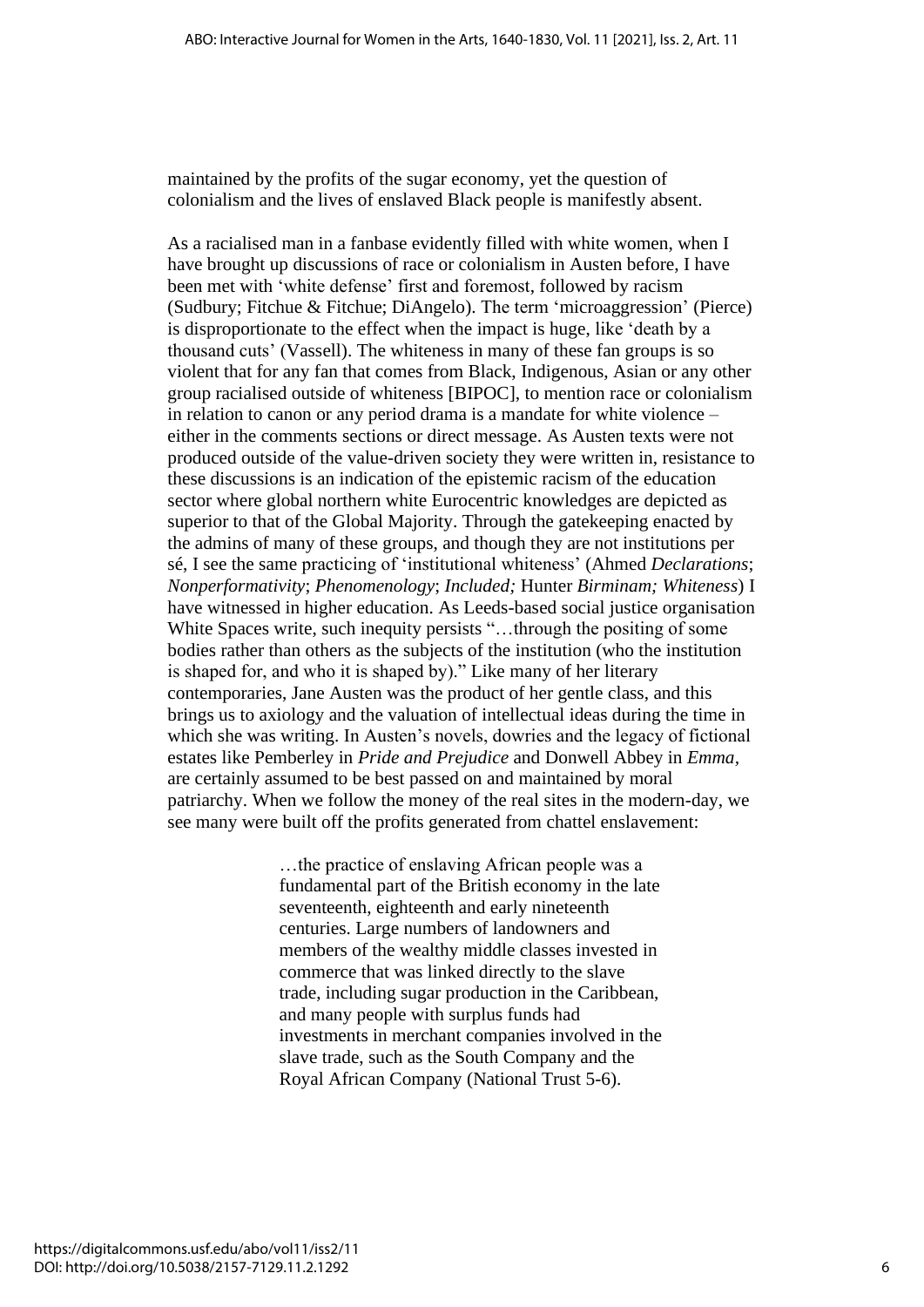maintained by the profits of the sugar economy, yet the question of colonialism and the lives of enslaved Black people is manifestly absent.

As a racialised man in a fanbase evidently filled with white women, when I have brought up discussions of race or colonialism in Austen before, I have been met with 'white defense' first and foremost, followed by racism (Sudbury; Fitchue & Fitchue; DiAngelo). The term 'microaggression' (Pierce) is disproportionate to the effect when the impact is huge, like 'death by a thousand cuts' (Vassell). The whiteness in many of these fan groups is so violent that for any fan that comes from Black, Indigenous, Asian or any other group racialised outside of whiteness [BIPOC], to mention race or colonialism in relation to canon or any period drama is a mandate for white violence – either in the comments sections or direct message. As Austen texts were not produced outside of the value-driven society they were written in, resistance to these discussions is an indication of the epistemic racism of the education sector where global northern white Eurocentric knowledges are depicted as superior to that of the Global Majority. Through the gatekeeping enacted by the admins of many of these groups, and though they are not institutions per sé, I see the same practicing of 'institutional whiteness' (Ahmed *Declarations*; *Nonperformativity*; *Phenomenology*; *Included;* Hunter *Birminam; Whiteness*) I have witnessed in higher education. As Leeds-based social justice organisation White Spaces write, such inequity persists "…through the positing of some bodies rather than others as the subjects of the institution (who the institution is shaped for, and who it is shaped by)." Like many of her literary contemporaries, Jane Austen was the product of her gentle class, and this brings us to axiology and the valuation of intellectual ideas during the time in which she was writing. In Austen's novels, dowries and the legacy of fictional estates like Pemberley in *Pride and Prejudice* and Donwell Abbey in *Emma*, are certainly assumed to be best passed on and maintained by moral patriarchy. When we follow the money of the real sites in the modern-day, we see many were built off the profits generated from chattel enslavement:

> …the practice of enslaving African people was a fundamental part of the British economy in the late seventeenth, eighteenth and early nineteenth centuries. Large numbers of landowners and members of the wealthy middle classes invested in commerce that was linked directly to the slave trade, including sugar production in the Caribbean, and many people with surplus funds had investments in merchant companies involved in the slave trade, such as the South Company and the Royal African Company (National Trust 5-6).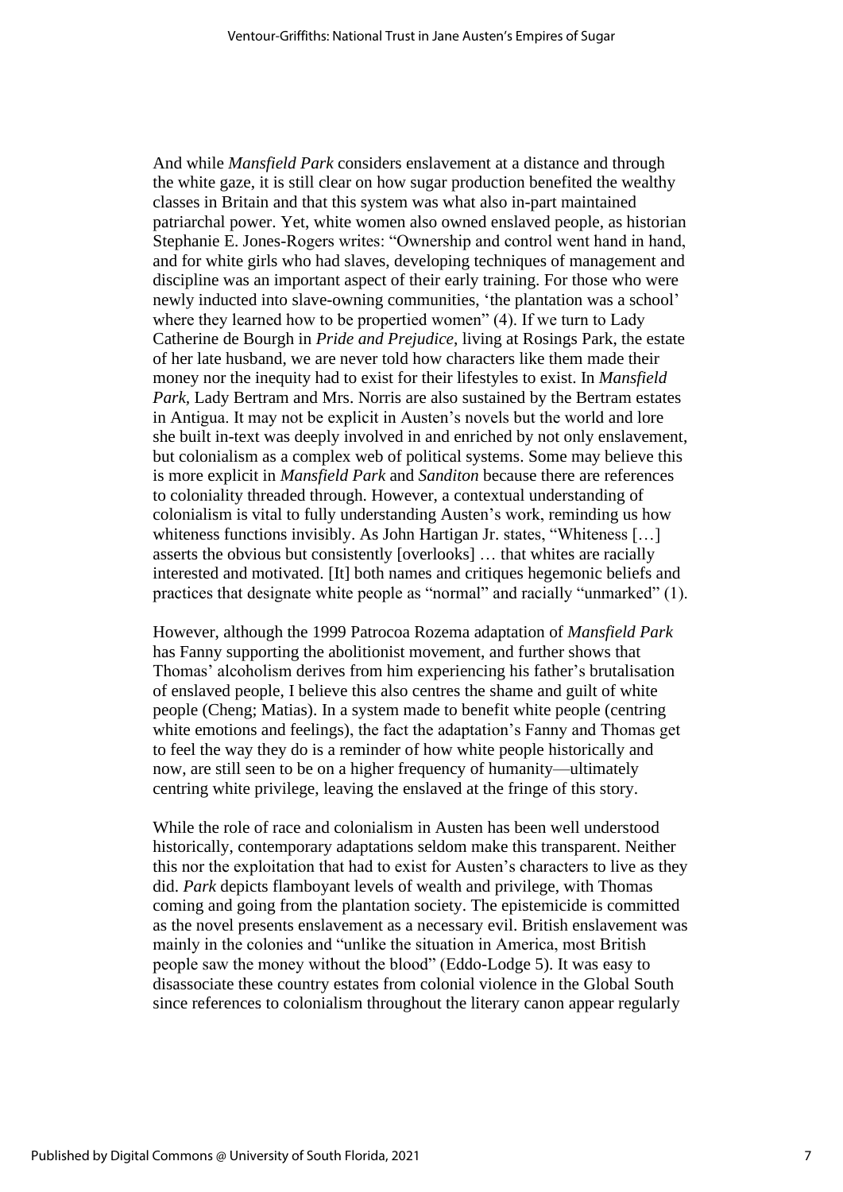And while *Mansfield Park* considers enslavement at a distance and through the white gaze, it is still clear on how sugar production benefited the wealthy classes in Britain and that this system was what also in-part maintained patriarchal power. Yet, white women also owned enslaved people, as historian Stephanie E. Jones-Rogers writes: "Ownership and control went hand in hand, and for white girls who had slaves, developing techniques of management and discipline was an important aspect of their early training. For those who were newly inducted into slave-owning communities, 'the plantation was a school' where they learned how to be propertied women" (4). If we turn to Lady Catherine de Bourgh in *Pride and Prejudice*, living at Rosings Park, the estate of her late husband, we are never told how characters like them made their money nor the inequity had to exist for their lifestyles to exist. In *Mansfield Park*, Lady Bertram and Mrs. Norris are also sustained by the Bertram estates in Antigua. It may not be explicit in Austen's novels but the world and lore she built in-text was deeply involved in and enriched by not only enslavement, but colonialism as a complex web of political systems. Some may believe this is more explicit in *Mansfield Park* and *Sanditon* because there are references to coloniality threaded through. However, a contextual understanding of colonialism is vital to fully understanding Austen's work, reminding us how whiteness functions invisibly. As John Hartigan Jr. states, "Whiteness […] asserts the obvious but consistently [overlooks] … that whites are racially interested and motivated. [It] both names and critiques hegemonic beliefs and practices that designate white people as "normal" and racially "unmarked" (1).

However, although the 1999 Patrocoa Rozema adaptation of *Mansfield Park* has Fanny supporting the abolitionist movement, and further shows that Thomas' alcoholism derives from him experiencing his father's brutalisation of enslaved people, I believe this also centres the shame and guilt of white people (Cheng; Matias). In a system made to benefit white people (centring white emotions and feelings), the fact the adaptation's Fanny and Thomas get to feel the way they do is a reminder of how white people historically and now, are still seen to be on a higher frequency of humanity—ultimately centring white privilege, leaving the enslaved at the fringe of this story.

While the role of race and colonialism in Austen has been well understood historically, contemporary adaptations seldom make this transparent. Neither this nor the exploitation that had to exist for Austen's characters to live as they did. *Park* depicts flamboyant levels of wealth and privilege, with Thomas coming and going from the plantation society. The epistemicide is committed as the novel presents enslavement as a necessary evil. British enslavement was mainly in the colonies and "unlike the situation in America, most British people saw the money without the blood" (Eddo-Lodge 5). It was easy to disassociate these country estates from colonial violence in the Global South since references to colonialism throughout the literary canon appear regularly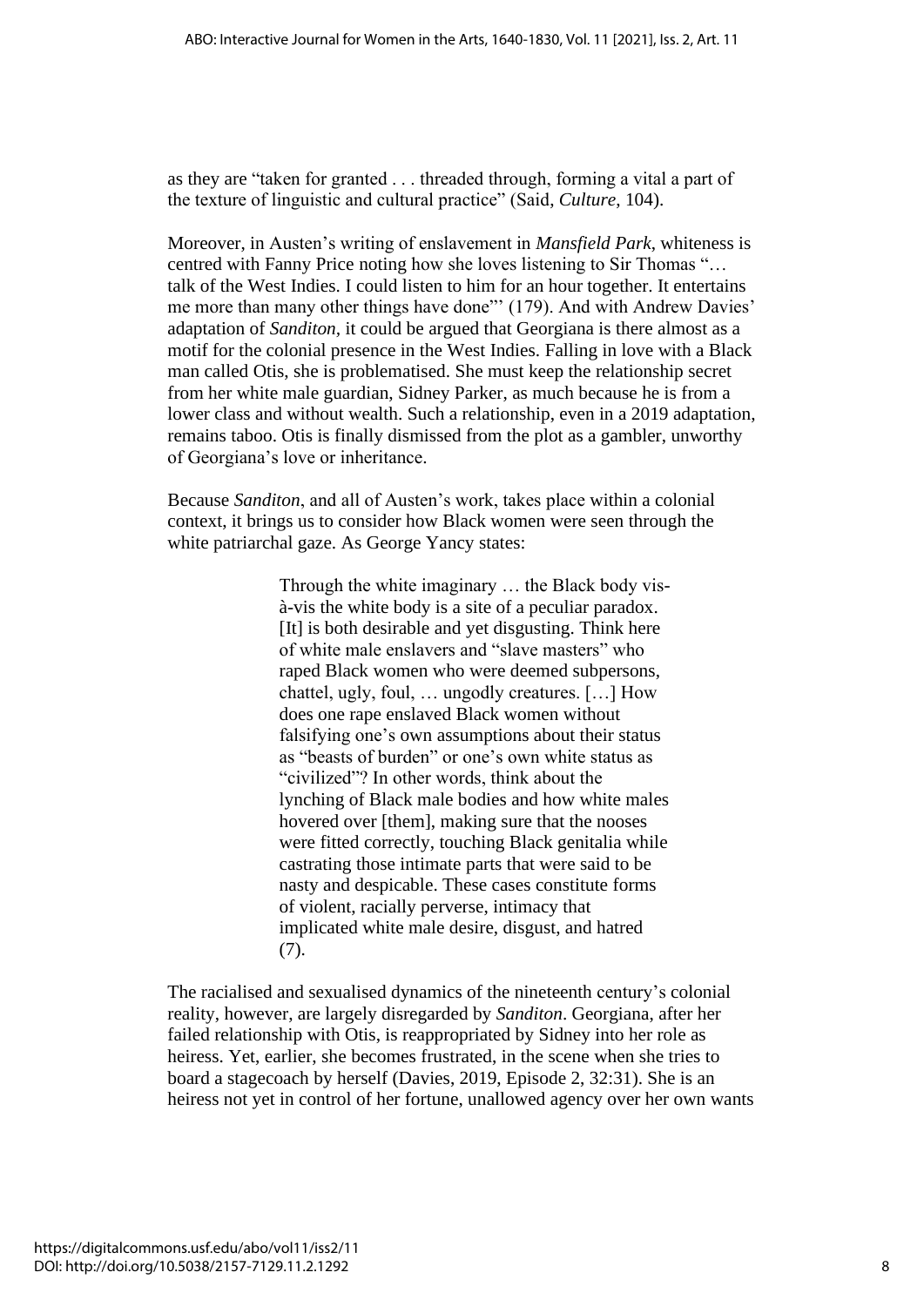as they are "taken for granted . . . threaded through, forming a vital a part of the texture of linguistic and cultural practice" (Said, *Culture*, 104).

Moreover, in Austen's writing of enslavement in *Mansfield Park*, whiteness is centred with Fanny Price noting how she loves listening to Sir Thomas "… talk of the West Indies. I could listen to him for an hour together. It entertains me more than many other things have done"' (179). And with Andrew Davies' adaptation of *Sanditon*, it could be argued that Georgiana is there almost as a motif for the colonial presence in the West Indies. Falling in love with a Black man called Otis, she is problematised. She must keep the relationship secret from her white male guardian, Sidney Parker, as much because he is from a lower class and without wealth. Such a relationship, even in a 2019 adaptation, remains taboo. Otis is finally dismissed from the plot as a gambler, unworthy of Georgiana's love or inheritance.

Because *Sanditon*, and all of Austen's work, takes place within a colonial context, it brings us to consider how Black women were seen through the white patriarchal gaze. As George Yancy states:

> Through the white imaginary … the Black body vis-à-vis the white body is a site of a peculiar paradox. [It] is both desirable and yet disgusting. Think here of white male enslavers and "slave masters" who raped Black women who were deemed subpersons, chattel, ugly, foul, … ungodly creatures. […] How does one rape enslaved Black women without falsifying one's own assumptions about their status as "beasts of burden" or one's own white status as "civilized"? In other words, think about the lynching of Black male bodies and how white males hovered over [them], making sure that the nooses were fitted correctly, touching Black genitalia while castrating those intimate parts that were said to be nasty and despicable. These cases constitute forms of violent, racially perverse, intimacy that implicated white male desire, disgust, and hatred (7).

The racialised and sexualised dynamics of the nineteenth century's colonial reality, however, are largely disregarded by *Sanditon*. Georgiana, after her failed relationship with Otis, is reappropriated by Sidney into her role as heiress. Yet, earlier, she becomes frustrated, in the scene when she tries to board a stagecoach by herself (Davies, 2019, Episode 2, 32:31). She is an heiress not yet in control of her fortune, unallowed agency over her own wants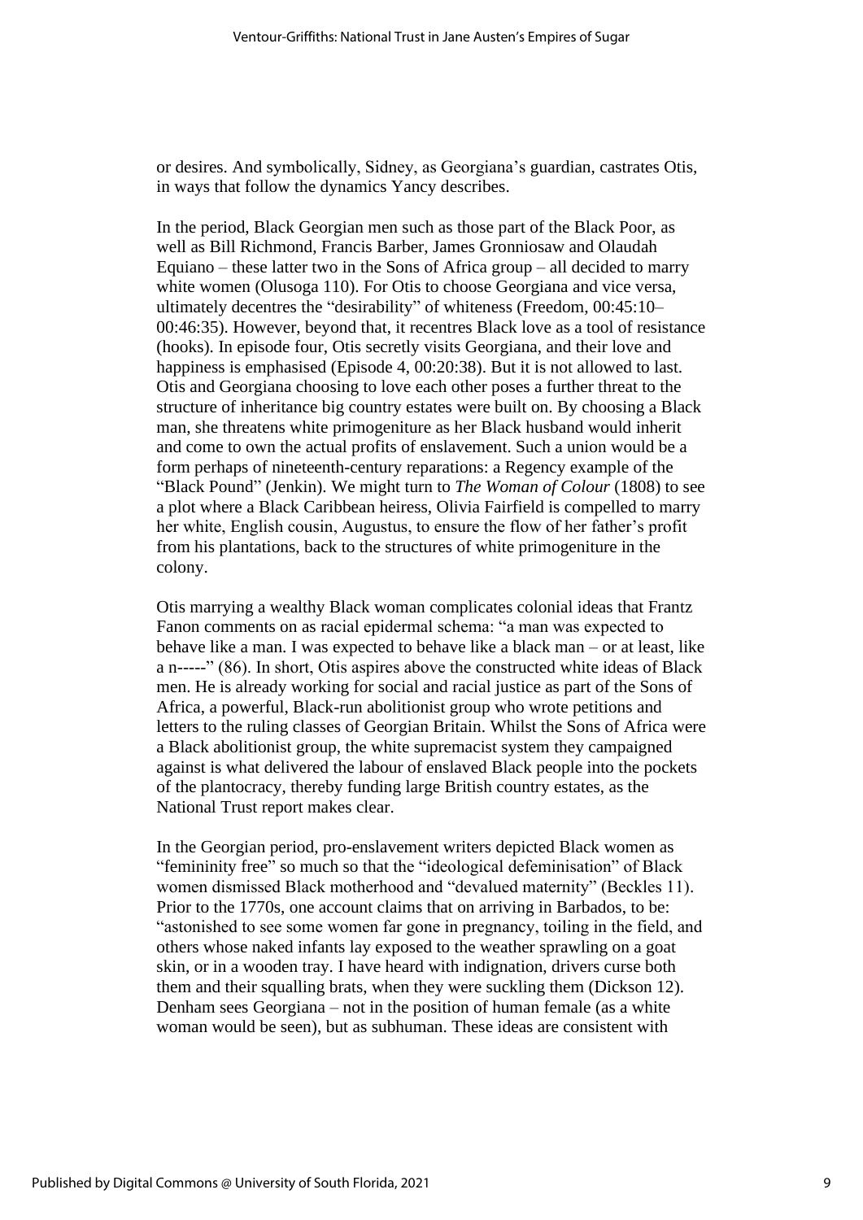or desires. And symbolically, Sidney, as Georgiana's guardian, castrates Otis, in ways that follow the dynamics Yancy describes.

In the period, Black Georgian men such as those part of the Black Poor, as well as Bill Richmond, Francis Barber, James Gronniosaw and Olaudah Equiano – these latter two in the Sons of Africa group – all decided to marry white women (Olusoga 110). For Otis to choose Georgiana and vice versa, ultimately decentres the "desirability" of whiteness (Freedom, 00:45:10–00:46:35). However, beyond that, it recentres Black love as a tool of resistance (hooks). In episode four, Otis secretly visits Georgiana, and their love and happiness is emphasised (Episode 4, 00:20:38). But it is not allowed to last. Otis and Georgiana choosing to love each other poses a further threat to the structure of inheritance big country estates were built on. By choosing a Black man, she threatens white primogeniture as her Black husband would inherit and come to own the actual profits of enslavement. Such a union would be a form perhaps of nineteenth-century reparations: a Regency example of the "Black Pound" (Jenkin). We might turn to *The Woman of Colour* (1808) to see a plot where a Black Caribbean heiress, Olivia Fairfield is compelled to marry her white, English cousin, Augustus, to ensure the flow of her father's profit from his plantations, back to the structures of white primogeniture in the colony.

Otis marrying a wealthy Black woman complicates colonial ideas that Frantz Fanon comments on as racial epidermal schema: "a man was expected to behave like a man. I was expected to behave like a black man – or at least, like a n-----" (86). In short, Otis aspires above the constructed white ideas of Black men. He is already working for social and racial justice as part of the Sons of Africa, a powerful, Black-run abolitionist group who wrote petitions and letters to the ruling classes of Georgian Britain. Whilst the Sons of Africa were a Black abolitionist group, the white supremacist system they campaigned against is what delivered the labour of enslaved Black people into the pockets of the plantocracy, thereby funding large British country estates, as the National Trust report makes clear.

In the Georgian period, pro-enslavement writers depicted Black women as "femininity free" so much so that the "ideological defeminisation" of Black women dismissed Black motherhood and "devalued maternity" (Beckles 11). Prior to the 1770s, one account claims that on arriving in Barbados, to be: "astonished to see some women far gone in pregnancy, toiling in the field, and others whose naked infants lay exposed to the weather sprawling on a goat skin, or in a wooden tray. I have heard with indignation, drivers curse both them and their squalling brats, when they were suckling them (Dickson 12). Denham sees Georgiana – not in the position of human female (as a white woman would be seen), but as subhuman. These ideas are consistent with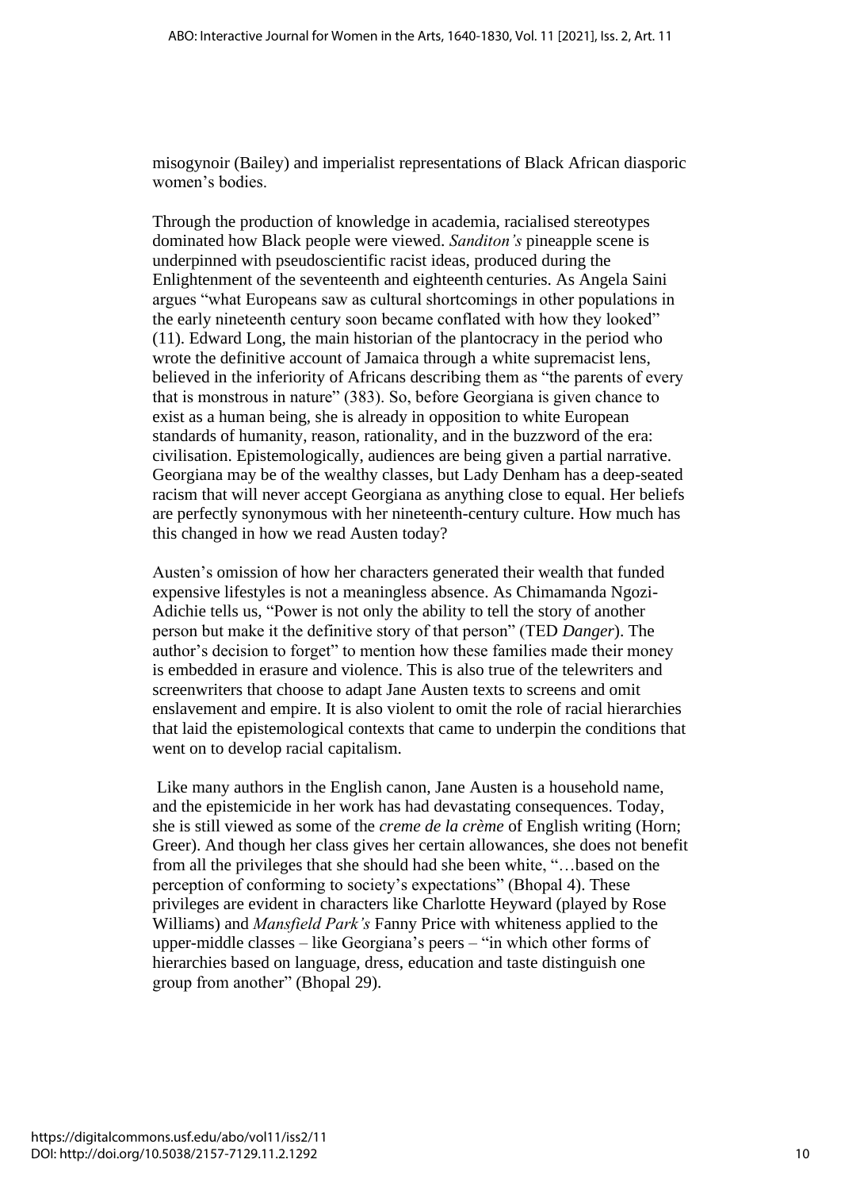misogynoir (Bailey) and imperialist representations of Black African diasporic women's bodies.

Through the production of knowledge in academia, racialised stereotypes dominated how Black people were viewed. *Sanditon's* pineapple scene is underpinned with pseudoscientific racist ideas, produced during the Enlightenment of the seventeenth and eighteenth centuries. As Angela Saini argues "what Europeans saw as cultural shortcomings in other populations in the early nineteenth century soon became conflated with how they looked" (11). Edward Long, the main historian of the plantocracy in the period who wrote the definitive account of Jamaica through a white supremacist lens, believed in the inferiority of Africans describing them as "the parents of every that is monstrous in nature" (383). So, before Georgiana is given chance to exist as a human being, she is already in opposition to white European standards of humanity, reason, rationality, and in the buzzword of the era: civilisation. Epistemologically, audiences are being given a partial narrative. Georgiana may be of the wealthy classes, but Lady Denham has a deep-seated racism that will never accept Georgiana as anything close to equal. Her beliefs are perfectly synonymous with her nineteenth-century culture. How much has this changed in how we read Austen today?

Austen's omission of how her characters generated their wealth that funded expensive lifestyles is not a meaningless absence. As Chimamanda Ngozi-Adichie tells us, "Power is not only the ability to tell the story of another person but make it the definitive story of that person" (TED *Danger*). The author's decision to forget" to mention how these families made their money is embedded in erasure and violence. This is also true of the telewriters and screenwriters that choose to adapt Jane Austen texts to screens and omit enslavement and empire. It is also violent to omit the role of racial hierarchies that laid the epistemological contexts that came to underpin the conditions that went on to develop racial capitalism.

Like many authors in the English canon, Jane Austen is a household name, and the epistemicide in her work has had devastating consequences. Today, she is still viewed as some of the *creme de la crème* of English writing (Horn; Greer). And though her class gives her certain allowances, she does not benefit from all the privileges that she should had she been white, "…based on the perception of conforming to society's expectations" (Bhopal 4). These privileges are evident in characters like Charlotte Heyward (played by Rose Williams) and *Mansfield Park's* Fanny Price with whiteness applied to the upper-middle classes – like Georgiana's peers – "in which other forms of hierarchies based on language, dress, education and taste distinguish one group from another" (Bhopal 29).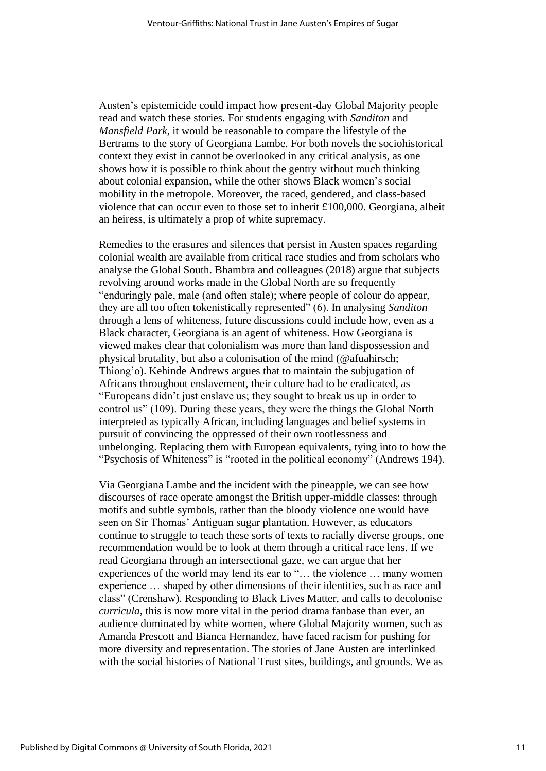Austen's epistemicide could impact how present-day Global Majority people read and watch these stories. For students engaging with *Sanditon* and *Mansfield Park*, it would be reasonable to compare the lifestyle of the Bertrams to the story of Georgiana Lambe. For both novels the sociohistorical context they exist in cannot be overlooked in any critical analysis, as one shows how it is possible to think about the gentry without much thinking about colonial expansion, while the other shows Black women's social mobility in the metropole. Moreover, the raced, gendered, and class-based violence that can occur even to those set to inherit £100,000. Georgiana, albeit an heiress, is ultimately a prop of white supremacy.

Remedies to the erasures and silences that persist in Austen spaces regarding colonial wealth are available from critical race studies and from scholars who analyse the Global South. Bhambra and colleagues (2018) argue that subjects revolving around works made in the Global North are so frequently "enduringly pale, male (and often stale); where people of colour do appear, they are all too often tokenistically represented" (6). In analysing *Sanditon* through a lens of whiteness, future discussions could include how, even as a Black character, Georgiana is an agent of whiteness. How Georgiana is viewed makes clear that colonialism was more than land dispossession and physical brutality, but also a colonisation of the mind (@afuahirsch; Thiong'o). Kehinde Andrews argues that to maintain the subjugation of Africans throughout enslavement, their culture had to be eradicated, as "Europeans didn't just enslave us; they sought to break us up in order to control us" (109). During these years, they were the things the Global North interpreted as typically African, including languages and belief systems in pursuit of convincing the oppressed of their own rootlessness and unbelonging. Replacing them with European equivalents, tying into to how the "Psychosis of Whiteness" is "rooted in the political economy" (Andrews 194).

Via Georgiana Lambe and the incident with the pineapple, we can see how discourses of race operate amongst the British upper-middle classes: through motifs and subtle symbols, rather than the bloody violence one would have seen on Sir Thomas' Antiguan sugar plantation. However, as educators continue to struggle to teach these sorts of texts to racially diverse groups, one recommendation would be to look at them through a critical race lens. If we read Georgiana through an intersectional gaze, we can argue that her experiences of the world may lend its ear to "… the violence … many women experience … shaped by other dimensions of their identities, such as race and class" (Crenshaw). Responding to Black Lives Matter, and calls to decolonise *curricula*, this is now more vital in the period drama fanbase than ever, an audience dominated by white women, where Global Majority women, such as Amanda Prescott and Bianca Hernandez, have faced racism for pushing for more diversity and representation. The stories of Jane Austen are interlinked with the social histories of National Trust sites, buildings, and grounds. We as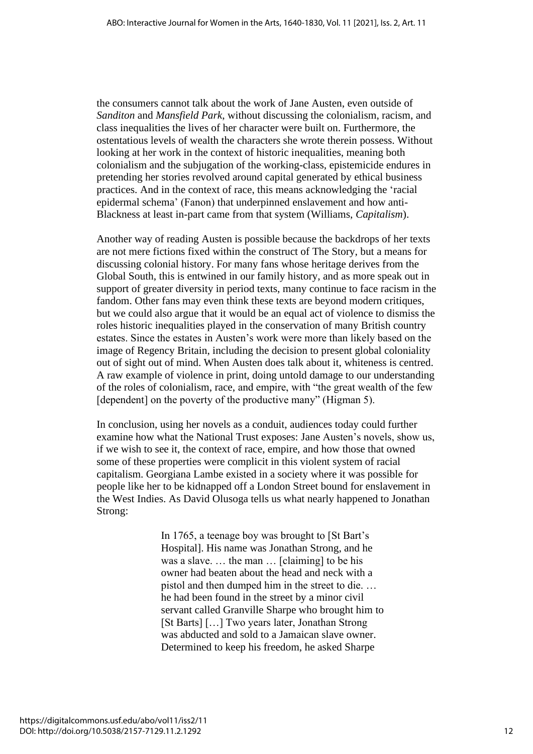the consumers cannot talk about the work of Jane Austen, even outside of *Sanditon* and *Mansfield Park*, without discussing the colonialism, racism, and class inequalities the lives of her character were built on. Furthermore, the ostentatious levels of wealth the characters she wrote therein possess. Without looking at her work in the context of historic inequalities, meaning both colonialism and the subjugation of the working-class, epistemicide endures in pretending her stories revolved around capital generated by ethical business practices. And in the context of race, this means acknowledging the 'racial epidermal schema' (Fanon) that underpinned enslavement and how anti-Blackness at least in-part came from that system (Williams, *Capitalism*).

Another way of reading Austen is possible because the backdrops of her texts are not mere fictions fixed within the construct of The Story, but a means for discussing colonial history. For many fans whose heritage derives from the Global South, this is entwined in our family history, and as more speak out in support of greater diversity in period texts, many continue to face racism in the fandom. Other fans may even think these texts are beyond modern critiques, but we could also argue that it would be an equal act of violence to dismiss the roles historic inequalities played in the conservation of many British country estates. Since the estates in Austen's work were more than likely based on the image of Regency Britain, including the decision to present global coloniality out of sight out of mind. When Austen does talk about it, whiteness is centred. A raw example of violence in print, doing untold damage to our understanding of the roles of colonialism, race, and empire, with "the great wealth of the few [dependent] on the poverty of the productive many" (Higman 5).

In conclusion, using her novels as a conduit, audiences today could further examine how what the National Trust exposes: Jane Austen's novels, show us, if we wish to see it, the context of race, empire, and how those that owned some of these properties were complicit in this violent system of racial capitalism. Georgiana Lambe existed in a society where it was possible for people like her to be kidnapped off a London Street bound for enslavement in the West Indies. As David Olusoga tells us what nearly happened to Jonathan Strong:

> In 1765, a teenage boy was brought to [St Bart's Hospital]. His name was Jonathan Strong, and he was a slave. … the man … [claiming] to be his owner had beaten about the head and neck with a pistol and then dumped him in the street to die. … he had been found in the street by a minor civil servant called Granville Sharpe who brought him to [St Barts] […] Two years later, Jonathan Strong was abducted and sold to a Jamaican slave owner. Determined to keep his freedom, he asked Sharpe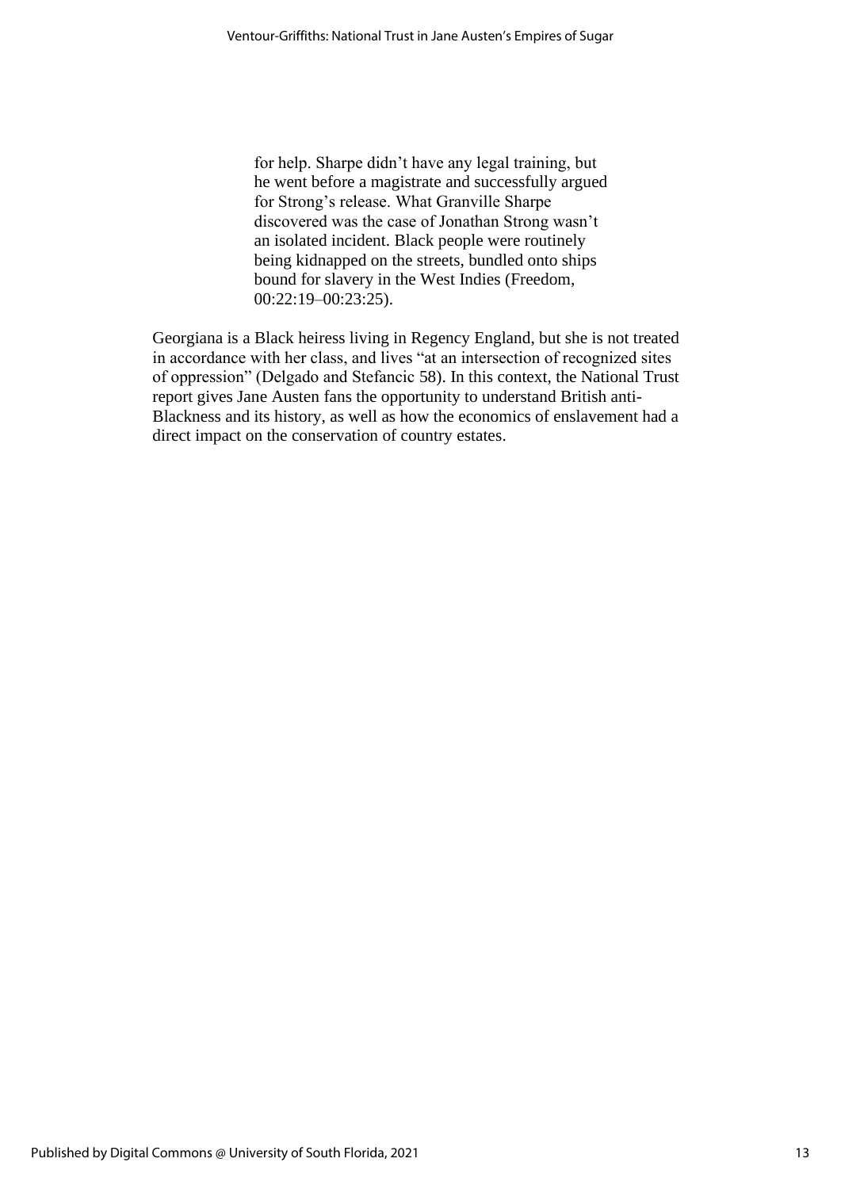> for help. Sharpe didn't have any legal training, but he went before a magistrate and successfully argued for Strong's release. What Granville Sharpe discovered was the case of Jonathan Strong wasn't an isolated incident. Black people were routinely being kidnapped on the streets, bundled onto ships bound for slavery in the West Indies (Freedom, 00:22:19–00:23:25).

Georgiana is a Black heiress living in Regency England, but she is not treated in accordance with her class, and lives "at an intersection of recognized sites of oppression" (Delgado and Stefancic 58). In this context, the National Trust report gives Jane Austen fans the opportunity to understand British anti-Blackness and its history, as well as how the economics of enslavement had a direct impact on the conservation of country estates.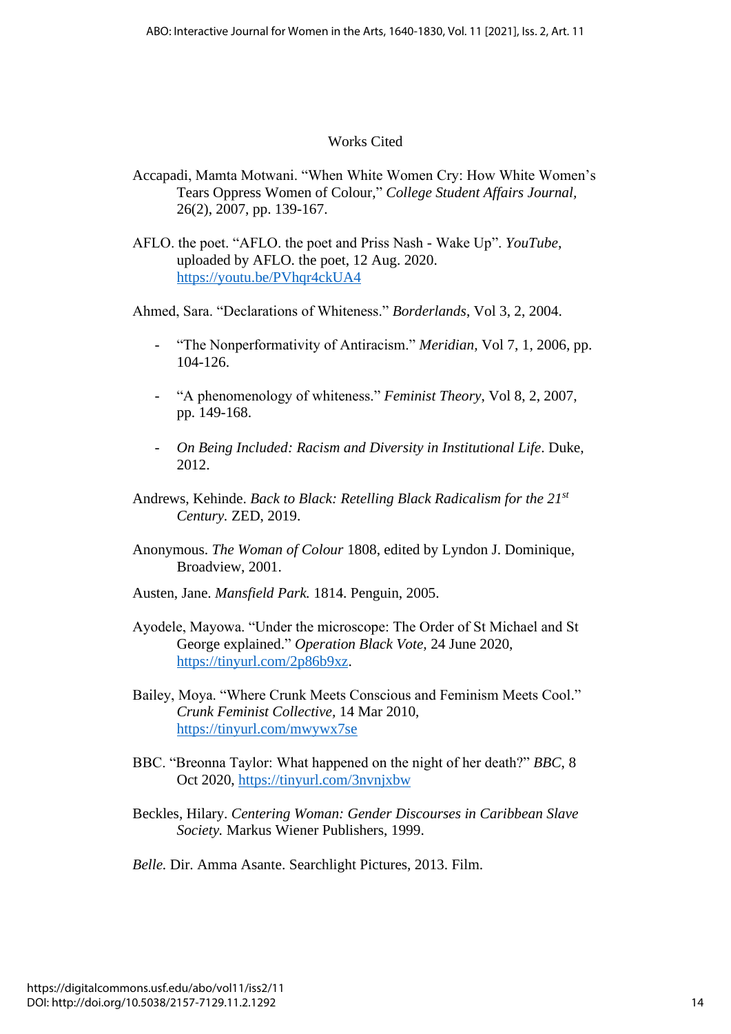# Works Cited

Accapadi, Mamta Motwani. "When White Women Cry: How White Women's Tears Oppress Women of Colour," *College Student Affairs Journal*, 26(2), 2007, pp. 139-167.

AFLO. the poet. "AFLO. the poet and Priss Nash - Wake Up". *YouTube*, uploaded by AFLO. the poet, 12 Aug. 2020. https://youtu.be/PVhqr4ckUA4

Ahmed, Sara. "Declarations of Whiteness." *Borderlands*, Vol 3, 2, 2004.

- "The Nonperformativity of Antiracism." *Meridian*, Vol 7, 1, 2006, pp. 104-126.
- "A phenomenology of whiteness." *Feminist Theory*, Vol 8, 2, 2007, pp. 149-168.
- *On Being Included: Racism and Diversity in Institutional Life*. Duke, 2012.

Andrews, Kehinde. *Back to Black: Retelling Black Radicalism for the 21st Century.* ZED, 2019.

Anonymous. *The Woman of Colour* 1808, edited by Lyndon J. Dominique, Broadview, 2001.

Austen, Jane. *Mansfield Park.* 1814. Penguin, 2005.

Ayodele, Mayowa. "Under the microscope: The Order of St Michael and St George explained." *Operation Black Vote,* 24 June 2020, https://tinyurl.com/2p86b9xz.

Bailey, Moya. "Where Crunk Meets Conscious and Feminism Meets Cool." *Crunk Feminist Collective,* 14 Mar 2010, https://tinyurl.com/mwywx7se

BBC. "Breonna Taylor: What happened on the night of her death?" *BBC*, 8 Oct 2020, https://tinyurl.com/3nvnjxbw

Beckles, Hilary. *Centering Woman: Gender Discourses in Caribbean Slave Society.* Markus Wiener Publishers, 1999.

*Belle.* Dir. Amma Asante. Searchlight Pictures, 2013. Film.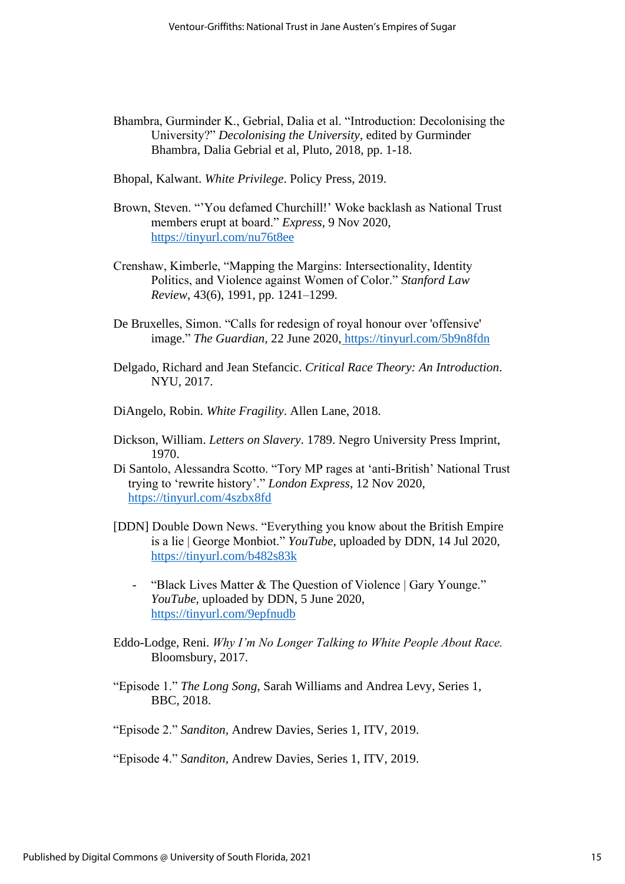Bhambra, Gurminder K., Gebrial, Dalia et al. "Introduction: Decolonising the University?" *Decolonising the University*, edited by Gurminder Bhambra, Dalia Gebrial et al, Pluto, 2018, pp. 1-18.

Bhopal, Kalwant. *White Privilege*. Policy Press, 2019.

Brown, Steven. "'You defamed Churchill!' Woke backlash as National Trust members erupt at board." *Express*, 9 Nov 2020, https://tinyurl.com/nu76t8ee

Crenshaw, Kimberle, "Mapping the Margins: Intersectionality, Identity Politics, and Violence against Women of Color." *Stanford Law Review*, 43(6), 1991, pp. 1241–1299.

De Bruxelles, Simon. "Calls for redesign of royal honour over 'offensive' image." *The Guardian*, 22 June 2020, https://tinyurl.com/5b9n8fdn

Delgado, Richard and Jean Stefancic. *Critical Race Theory: An Introduction*. NYU, 2017.

DiAngelo, Robin. *White Fragility*. Allen Lane, 2018.

Dickson, William. *Letters on Slavery*. 1789. Negro University Press Imprint, 1970.

Di Santolo, Alessandra Scotto. "Tory MP rages at 'anti-British' National Trust trying to 'rewrite history'." *London Express*, 12 Nov 2020, https://tinyurl.com/4szbx8fd

[DDN] Double Down News. "Everything you know about the British Empire is a lie | George Monbiot." *YouTube*, uploaded by DDN, 14 Jul 2020, https://tinyurl.com/b482s83k

- "Black Lives Matter & The Question of Violence | Gary Younge." *YouTube*, uploaded by DDN, 5 June 2020, https://tinyurl.com/9epfnudb

Eddo-Lodge, Reni. *Why I'm No Longer Talking to White People About Race.* Bloomsbury, 2017.

"Episode 1." *The Long Song*, Sarah Williams and Andrea Levy, Series 1, BBC, 2018.

"Episode 2." *Sanditon*, Andrew Davies, Series 1, ITV, 2019.

"Episode 4." *Sanditon*, Andrew Davies, Series 1, ITV, 2019.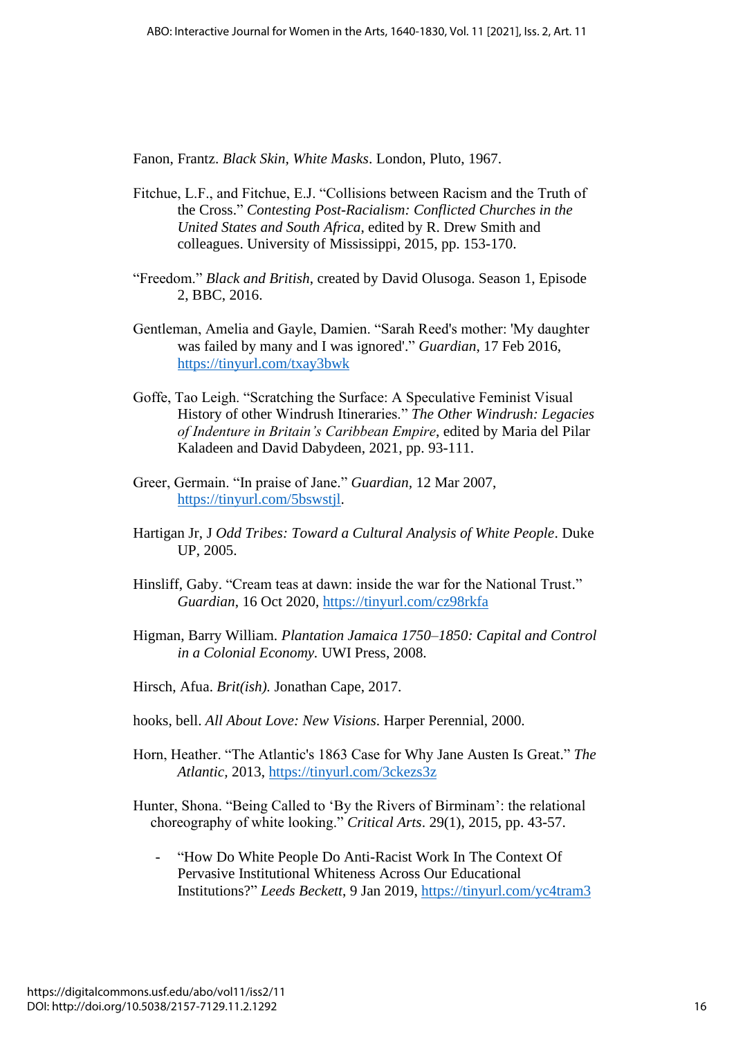Fanon, Frantz. *Black Skin, White Masks*. London, Pluto, 1967.

Fitchue, L.F., and Fitchue, E.J. "Collisions between Racism and the Truth of the Cross." *Contesting Post-Racialism: Conflicted Churches in the United States and South Africa*, edited by R. Drew Smith and colleagues. University of Mississippi, 2015, pp. 153-170.

"Freedom." *Black and British*, created by David Olusoga. Season 1, Episode 2, BBC, 2016.

Gentleman, Amelia and Gayle, Damien. "Sarah Reed's mother: 'My daughter was failed by many and I was ignored'." *Guardian*, 17 Feb 2016, https://tinyurl.com/txay3bwk

Goffe, Tao Leigh. "Scratching the Surface: A Speculative Feminist Visual History of other Windrush Itineraries." *The Other Windrush: Legacies of Indenture in Britain's Caribbean Empire*, edited by Maria del Pilar Kaladeen and David Dabydeen, 2021, pp. 93-111.

Greer, Germain. "In praise of Jane." *Guardian*, 12 Mar 2007, https://tinyurl.com/5bswstjl.

Hartigan Jr, J *Odd Tribes: Toward a Cultural Analysis of White People*. Duke UP, 2005.

Hinsliff, Gaby. "Cream teas at dawn: inside the war for the National Trust." *Guardian*, 16 Oct 2020, https://tinyurl.com/cz98rkfa

Higman, Barry William. *Plantation Jamaica 1750–1850: Capital and Control in a Colonial Economy*. UWI Press, 2008.

Hirsch, Afua. *Brit(ish).* Jonathan Cape, 2017.

hooks, bell. *All About Love: New Visions*. Harper Perennial, 2000.

Horn, Heather. "The Atlantic's 1863 Case for Why Jane Austen Is Great." *The Atlantic*, 2013, https://tinyurl.com/3ckezs3z

Hunter, Shona. "Being Called to 'By the Rivers of Birminam': the relational choreography of white looking." *Critical Arts*. 29(1), 2015, pp. 43-57.

- "How Do White People Do Anti-Racist Work In The Context Of Pervasive Institutional Whiteness Across Our Educational Institutions?" *Leeds Beckett*, 9 Jan 2019, https://tinyurl.com/yc4tram3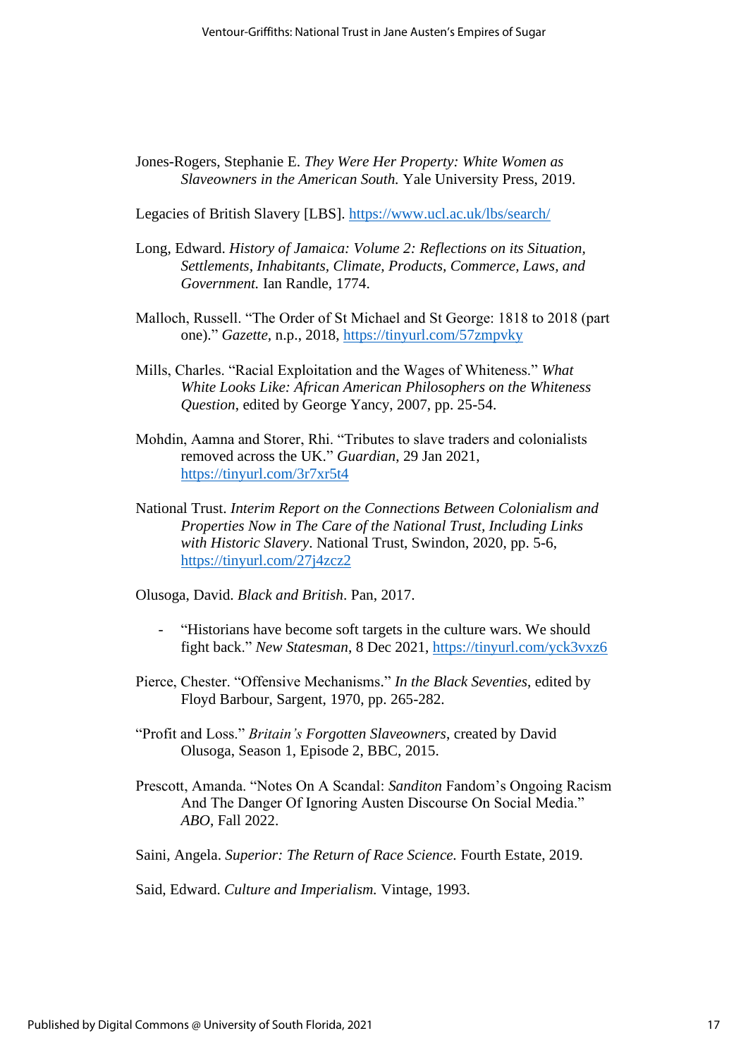Jones-Rogers, Stephanie E. *They Were Her Property: White Women as Slaveowners in the American South.* Yale University Press, 2019.

Legacies of British Slavery [LBS]. https://www.ucl.ac.uk/lbs/search/

Long, Edward. *History of Jamaica: Volume 2: Reflections on its Situation, Settlements, Inhabitants, Climate, Products, Commerce, Laws, and Government.* Ian Randle, 1774.

Malloch, Russell. "The Order of St Michael and St George: 1818 to 2018 (part one)." *Gazette*, n.p., 2018, https://tinyurl.com/57zmpvky

Mills, Charles. "Racial Exploitation and the Wages of Whiteness." *What White Looks Like: African American Philosophers on the Whiteness Question*, edited by George Yancy, 2007, pp. 25-54.

Mohdin, Aamna and Storer, Rhi. "Tributes to slave traders and colonialists removed across the UK." *Guardian*, 29 Jan 2021, https://tinyurl.com/3r7xr5t4

National Trust. *Interim Report on the Connections Between Colonialism and Properties Now in The Care of the National Trust, Including Links with Historic Slavery*. National Trust, Swindon, 2020, pp. 5-6, https://tinyurl.com/27j4zcz2

Olusoga, David. *Black and British*. Pan, 2017.

- "Historians have become soft targets in the culture wars. We should fight back." *New Statesman*, 8 Dec 2021, https://tinyurl.com/yck3vxz6

Pierce, Chester. "Offensive Mechanisms." *In the Black Seventies*, edited by Floyd Barbour, Sargent, 1970, pp. 265-282.

"Profit and Loss." *Britain's Forgotten Slaveowners*, created by David Olusoga, Season 1, Episode 2, BBC, 2015.

Prescott, Amanda. "Notes On A Scandal: *Sanditon* Fandom's Ongoing Racism And The Danger Of Ignoring Austen Discourse On Social Media." *ABO*, Fall 2022.

Saini, Angela. *Superior: The Return of Race Science.* Fourth Estate, 2019.

Said, Edward. *Culture and Imperialism.* Vintage, 1993.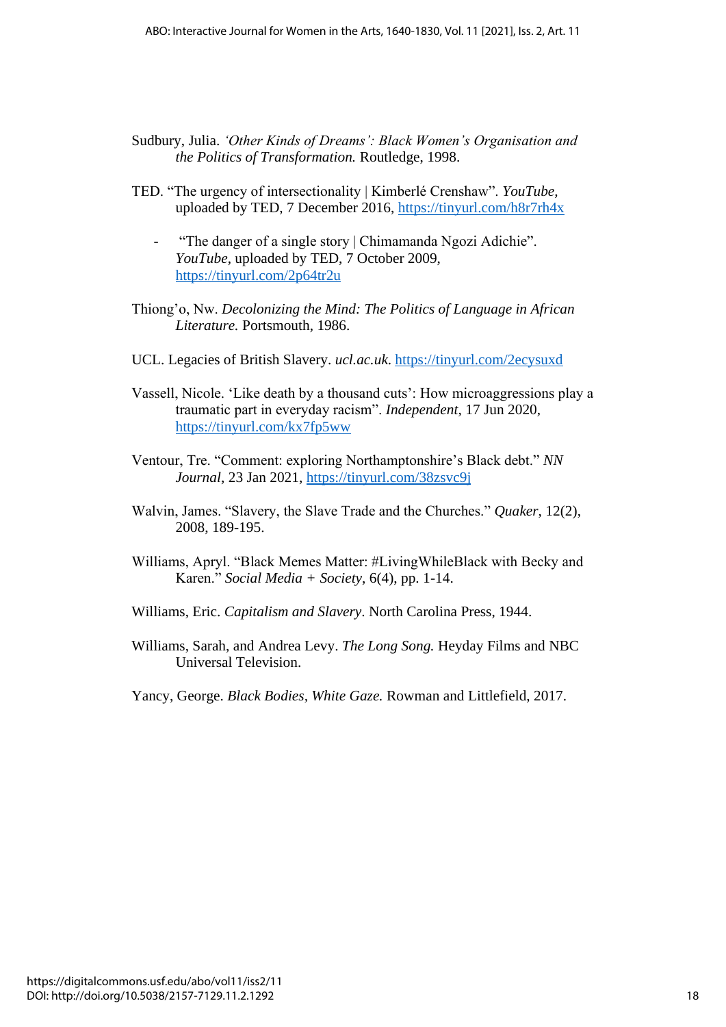Sudbury, Julia. *'Other Kinds of Dreams': Black Women's Organisation and the Politics of Transformation.* Routledge, 1998.

TED. "The urgency of intersectionality | Kimberlé Crenshaw". *YouTube*, uploaded by TED, 7 December 2016, https://tinyurl.com/h8r7rh4x

- "The danger of a single story | Chimamanda Ngozi Adichie". *YouTube*, uploaded by TED, 7 October 2009, https://tinyurl.com/2p64tr2u

Thiong'o, Nw. *Decolonizing the Mind: The Politics of Language in African Literature.* Portsmouth, 1986.

UCL. Legacies of British Slavery. *ucl.ac.uk*. https://tinyurl.com/2ecysuxd

Vassell, Nicole. 'Like death by a thousand cuts': How microaggressions play a traumatic part in everyday racism". *Independent*, 17 Jun 2020, https://tinyurl.com/kx7fp5ww

Ventour, Tre. "Comment: exploring Northamptonshire's Black debt." *NN Journal*, 23 Jan 2021, https://tinyurl.com/38zsvc9j

Walvin, James. "Slavery, the Slave Trade and the Churches." *Quaker*, 12(2), 2008, 189-195.

Williams, Apryl. "Black Memes Matter: #LivingWhileBlack with Becky and Karen." *Social Media + Society*, 6(4), pp. 1-14.

Williams, Eric. *Capitalism and Slavery*. North Carolina Press, 1944.

Williams, Sarah, and Andrea Levy. *The Long Song.* Heyday Films and NBC Universal Television.

Yancy, George. *Black Bodies, White Gaze.* Rowman and Littlefield, 2017.